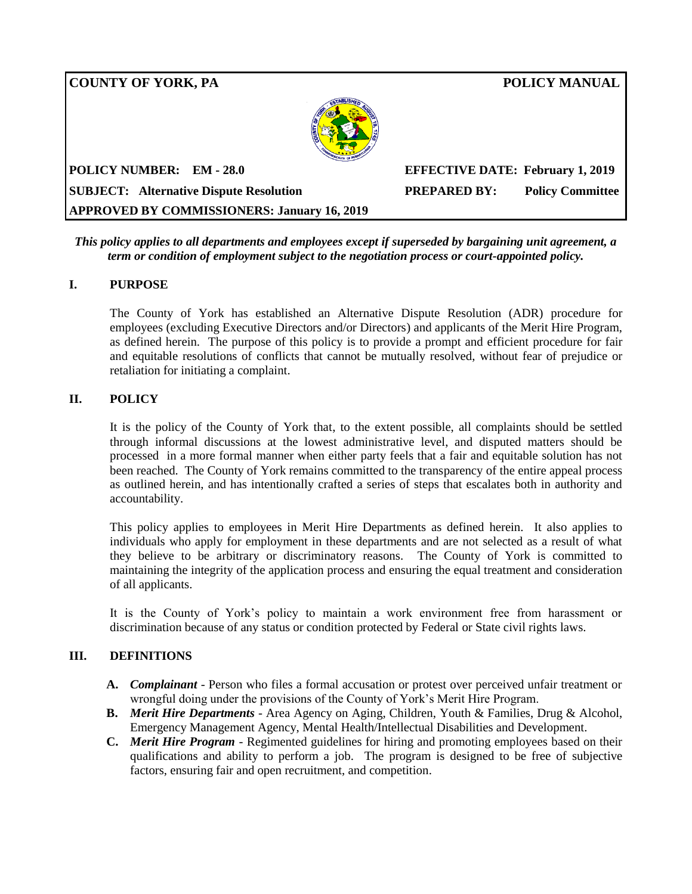| **COUNTY OF YORK, PA** | **POLICY MANUAL** |
|---|---|
| **POLICY NUMBER: EM - 28.0** | **EFFECTIVE DATE: February 1, 2019** |
| **SUBJECT: Alternative Dispute Resolution** | **PREPARED BY: Policy Committee** |
| **APPROVED BY COMMISSIONERS: January 16, 2019** | |

***This policy applies to all departments and employees except if superseded by bargaining unit agreement, a term or condition of employment subject to the negotiation process or court-appointed policy.***

## I. PURPOSE

The County of York has established an Alternative Dispute Resolution (ADR) procedure for employees (excluding Executive Directors and/or Directors) and applicants of the Merit Hire Program, as defined herein. The purpose of this policy is to provide a prompt and efficient procedure for fair and equitable resolutions of conflicts that cannot be mutually resolved, without fear of prejudice or retaliation for initiating a complaint.

## II. POLICY

It is the policy of the County of York that, to the extent possible, all complaints should be settled through informal discussions at the lowest administrative level, and disputed matters should be processed in a more formal manner when either party feels that a fair and equitable solution has not been reached. The County of York remains committed to the transparency of the entire appeal process as outlined herein, and has intentionally crafted a series of steps that escalates both in authority and accountability.

This policy applies to employees in Merit Hire Departments as defined herein. It also applies to individuals who apply for employment in these departments and are not selected as a result of what they believe to be arbitrary or discriminatory reasons. The County of York is committed to maintaining the integrity of the application process and ensuring the equal treatment and consideration of all applicants.

It is the County of York's policy to maintain a work environment free from harassment or discrimination because of any status or condition protected by Federal or State civil rights laws.

## III. DEFINITIONS

- **A.** ***Complainant*** - Person who files a formal accusation or protest over perceived unfair treatment or wrongful doing under the provisions of the County of York's Merit Hire Program.
- **B.** ***Merit Hire Departments*** - Area Agency on Aging, Children, Youth & Families, Drug & Alcohol, Emergency Management Agency, Mental Health/Intellectual Disabilities and Development.
- **C.** ***Merit Hire Program*** - Regimented guidelines for hiring and promoting employees based on their qualifications and ability to perform a job. The program is designed to be free of subjective factors, ensuring fair and open recruitment, and competition.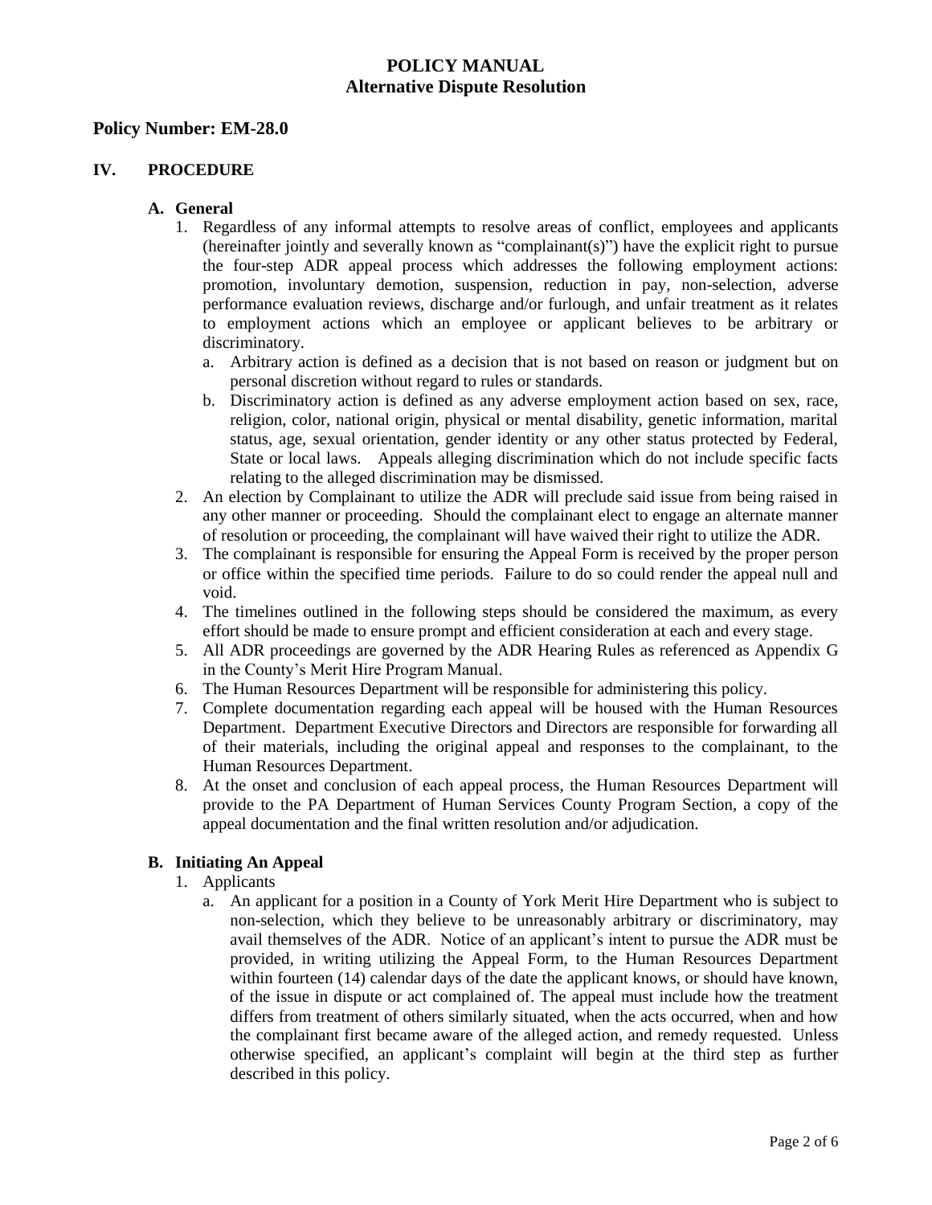# POLICY MANUAL
## Alternative Dispute Resolution

### Policy Number: EM-28.0

### IV. PROCEDURE

#### A. General

1. Regardless of any informal attempts to resolve areas of conflict, employees and applicants (hereinafter jointly and severally known as "complainant(s)") have the explicit right to pursue the four-step ADR appeal process which addresses the following employment actions: promotion, involuntary demotion, suspension, reduction in pay, non-selection, adverse performance evaluation reviews, discharge and/or furlough, and unfair treatment as it relates to employment actions which an employee or applicant believes to be arbitrary or discriminatory.
   a. Arbitrary action is defined as a decision that is not based on reason or judgment but on personal discretion without regard to rules or standards.
   b. Discriminatory action is defined as any adverse employment action based on sex, race, religion, color, national origin, physical or mental disability, genetic information, marital status, age, sexual orientation, gender identity or any other status protected by Federal, State or local laws. Appeals alleging discrimination which do not include specific facts relating to the alleged discrimination may be dismissed.
2. An election by Complainant to utilize the ADR will preclude said issue from being raised in any other manner or proceeding. Should the complainant elect to engage an alternate manner of resolution or proceeding, the complainant will have waived their right to utilize the ADR.
3. The complainant is responsible for ensuring the Appeal Form is received by the proper person or office within the specified time periods. Failure to do so could render the appeal null and void.
4. The timelines outlined in the following steps should be considered the maximum, as every effort should be made to ensure prompt and efficient consideration at each and every stage.
5. All ADR proceedings are governed by the ADR Hearing Rules as referenced as Appendix G in the County's Merit Hire Program Manual.
6. The Human Resources Department will be responsible for administering this policy.
7. Complete documentation regarding each appeal will be housed with the Human Resources Department. Department Executive Directors and Directors are responsible for forwarding all of their materials, including the original appeal and responses to the complainant, to the Human Resources Department.
8. At the onset and conclusion of each appeal process, the Human Resources Department will provide to the PA Department of Human Services County Program Section, a copy of the appeal documentation and the final written resolution and/or adjudication.

#### B. Initiating An Appeal

1. Applicants
   a. An applicant for a position in a County of York Merit Hire Department who is subject to non-selection, which they believe to be unreasonably arbitrary or discriminatory, may avail themselves of the ADR. Notice of an applicant's intent to pursue the ADR must be provided, in writing utilizing the Appeal Form, to the Human Resources Department within fourteen (14) calendar days of the date the applicant knows, or should have known, of the issue in dispute or act complained of. The appeal must include how the treatment differs from treatment of others similarly situated, when the acts occurred, when and how the complainant first became aware of the alleged action, and remedy requested. Unless otherwise specified, an applicant's complaint will begin at the third step as further described in this policy.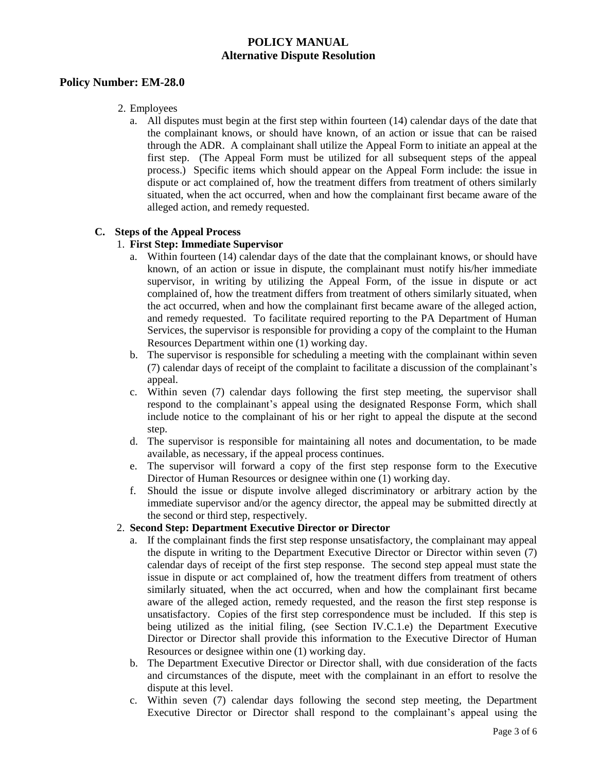# POLICY MANUAL
## Alternative Dispute Resolution

### Policy Number: EM-28.0

2. Employees
   a. All disputes must begin at the first step within fourteen (14) calendar days of the date that the complainant knows, or should have known, of an action or issue that can be raised through the ADR. A complainant shall utilize the Appeal Form to initiate an appeal at the first step. (The Appeal Form must be utilized for all subsequent steps of the appeal process.) Specific items which should appear on the Appeal Form include: the issue in dispute or act complained of, how the treatment differs from treatment of others similarly situated, when the act occurred, when and how the complainant first became aware of the alleged action, and remedy requested.

**C. Steps of the Appeal Process**

1. **First Step: Immediate Supervisor**
   a. Within fourteen (14) calendar days of the date that the complainant knows, or should have known, of an action or issue in dispute, the complainant must notify his/her immediate supervisor, in writing by utilizing the Appeal Form, of the issue in dispute or act complained of, how the treatment differs from treatment of others similarly situated, when the act occurred, when and how the complainant first became aware of the alleged action, and remedy requested. To facilitate required reporting to the PA Department of Human Services, the supervisor is responsible for providing a copy of the complaint to the Human Resources Department within one (1) working day.
   b. The supervisor is responsible for scheduling a meeting with the complainant within seven (7) calendar days of receipt of the complaint to facilitate a discussion of the complainant's appeal.
   c. Within seven (7) calendar days following the first step meeting, the supervisor shall respond to the complainant's appeal using the designated Response Form, which shall include notice to the complainant of his or her right to appeal the dispute at the second step.
   d. The supervisor is responsible for maintaining all notes and documentation, to be made available, as necessary, if the appeal process continues.
   e. The supervisor will forward a copy of the first step response form to the Executive Director of Human Resources or designee within one (1) working day.
   f. Should the issue or dispute involve alleged discriminatory or arbitrary action by the immediate supervisor and/or the agency director, the appeal may be submitted directly at the second or third step, respectively.

2. **Second Step: Department Executive Director or Director**
   a. If the complainant finds the first step response unsatisfactory, the complainant may appeal the dispute in writing to the Department Executive Director or Director within seven (7) calendar days of receipt of the first step response. The second step appeal must state the issue in dispute or act complained of, how the treatment differs from treatment of others similarly situated, when the act occurred, when and how the complainant first became aware of the alleged action, remedy requested, and the reason the first step response is unsatisfactory. Copies of the first step correspondence must be included. If this step is being utilized as the initial filing, (see Section IV.C.1.e) the Department Executive Director or Director shall provide this information to the Executive Director of Human Resources or designee within one (1) working day.
   b. The Department Executive Director or Director shall, with due consideration of the facts and circumstances of the dispute, meet with the complainant in an effort to resolve the dispute at this level.
   c. Within seven (7) calendar days following the second step meeting, the Department Executive Director or Director shall respond to the complainant's appeal using the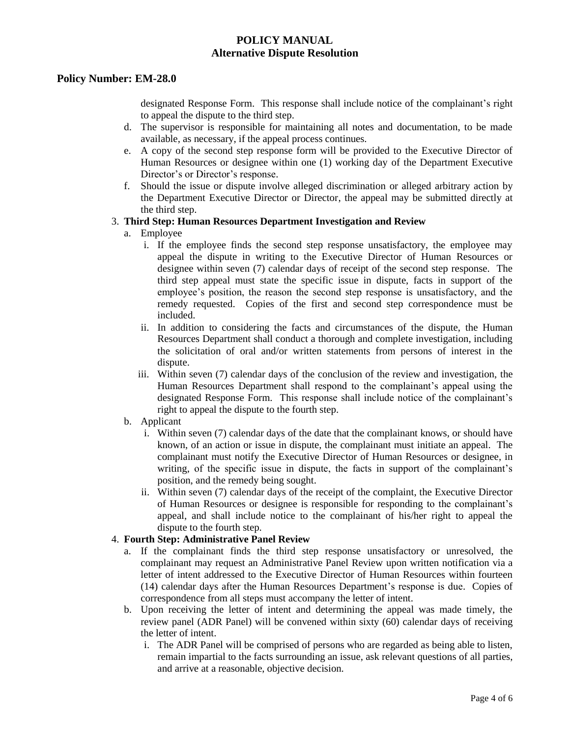designated Response Form. This response shall include notice of the complainant's right to appeal the dispute to the third step.

d. The supervisor is responsible for maintaining all notes and documentation, to be made available, as necessary, if the appeal process continues.

e. A copy of the second step response form will be provided to the Executive Director of Human Resources or designee within one (1) working day of the Department Executive Director's or Director's response.

f. Should the issue or dispute involve alleged discrimination or alleged arbitrary action by the Department Executive Director or Director, the appeal may be submitted directly at the third step.

3. **Third Step: Human Resources Department Investigation and Review**

   a. Employee

      i. If the employee finds the second step response unsatisfactory, the employee may appeal the dispute in writing to the Executive Director of Human Resources or designee within seven (7) calendar days of receipt of the second step response. The third step appeal must state the specific issue in dispute, facts in support of the employee's position, the reason the second step response is unsatisfactory, and the remedy requested. Copies of the first and second step correspondence must be included.

      ii. In addition to considering the facts and circumstances of the dispute, the Human Resources Department shall conduct a thorough and complete investigation, including the solicitation of oral and/or written statements from persons of interest in the dispute.

      iii. Within seven (7) calendar days of the conclusion of the review and investigation, the Human Resources Department shall respond to the complainant's appeal using the designated Response Form. This response shall include notice of the complainant's right to appeal the dispute to the fourth step.

   b. Applicant

      i. Within seven (7) calendar days of the date that the complainant knows, or should have known, of an action or issue in dispute, the complainant must initiate an appeal. The complainant must notify the Executive Director of Human Resources or designee, in writing, of the specific issue in dispute, the facts in support of the complainant's position, and the remedy being sought.

      ii. Within seven (7) calendar days of the receipt of the complaint, the Executive Director of Human Resources or designee is responsible for responding to the complainant's appeal, and shall include notice to the complainant of his/her right to appeal the dispute to the fourth step.

4. **Fourth Step: Administrative Panel Review**

   a. If the complainant finds the third step response unsatisfactory or unresolved, the complainant may request an Administrative Panel Review upon written notification via a letter of intent addressed to the Executive Director of Human Resources within fourteen (14) calendar days after the Human Resources Department's response is due. Copies of correspondence from all steps must accompany the letter of intent.

   b. Upon receiving the letter of intent and determining the appeal was made timely, the review panel (ADR Panel) will be convened within sixty (60) calendar days of receiving the letter of intent.

      i. The ADR Panel will be comprised of persons who are regarded as being able to listen, remain impartial to the facts surrounding an issue, ask relevant questions of all parties, and arrive at a reasonable, objective decision.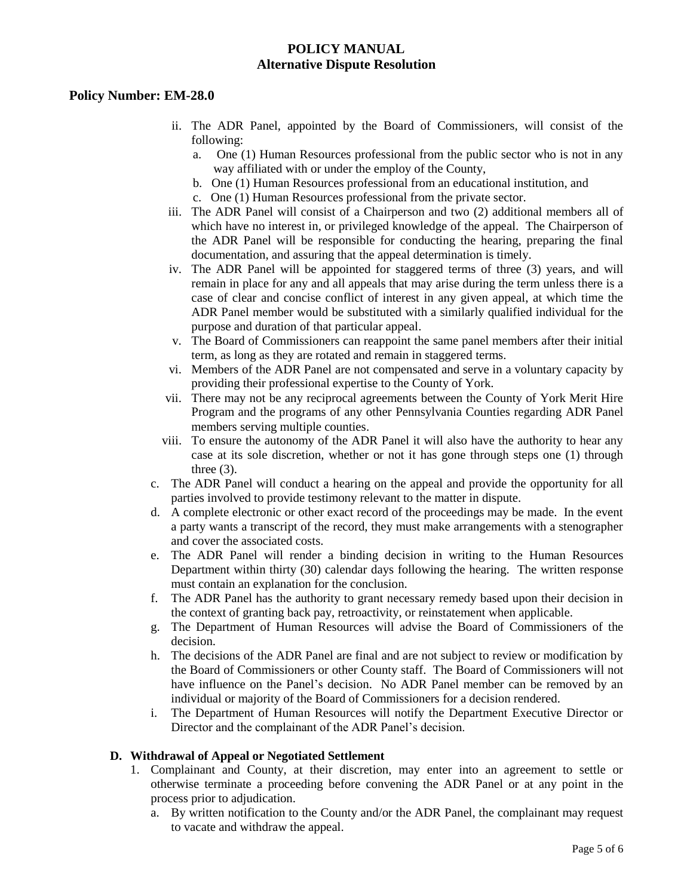ii. The ADR Panel, appointed by the Board of Commissioners, will consist of the following:
   a. One (1) Human Resources professional from the public sector who is not in any way affiliated with or under the employ of the County,
   b. One (1) Human Resources professional from an educational institution, and
   c. One (1) Human Resources professional from the private sector.

iii. The ADR Panel will consist of a Chairperson and two (2) additional members all of which have no interest in, or privileged knowledge of the appeal. The Chairperson of the ADR Panel will be responsible for conducting the hearing, preparing the final documentation, and assuring that the appeal determination is timely.

iv. The ADR Panel will be appointed for staggered terms of three (3) years, and will remain in place for any and all appeals that may arise during the term unless there is a case of clear and concise conflict of interest in any given appeal, at which time the ADR Panel member would be substituted with a similarly qualified individual for the purpose and duration of that particular appeal.

v. The Board of Commissioners can reappoint the same panel members after their initial term, as long as they are rotated and remain in staggered terms.

vi. Members of the ADR Panel are not compensated and serve in a voluntary capacity by providing their professional expertise to the County of York.

vii. There may not be any reciprocal agreements between the County of York Merit Hire Program and the programs of any other Pennsylvania Counties regarding ADR Panel members serving multiple counties.

viii. To ensure the autonomy of the ADR Panel it will also have the authority to hear any case at its sole discretion, whether or not it has gone through steps one (1) through three (3).

c. The ADR Panel will conduct a hearing on the appeal and provide the opportunity for all parties involved to provide testimony relevant to the matter in dispute.

d. A complete electronic or other exact record of the proceedings may be made. In the event a party wants a transcript of the record, they must make arrangements with a stenographer and cover the associated costs.

e. The ADR Panel will render a binding decision in writing to the Human Resources Department within thirty (30) calendar days following the hearing. The written response must contain an explanation for the conclusion.

f. The ADR Panel has the authority to grant necessary remedy based upon their decision in the context of granting back pay, retroactivity, or reinstatement when applicable.

g. The Department of Human Resources will advise the Board of Commissioners of the decision.

h. The decisions of the ADR Panel are final and are not subject to review or modification by the Board of Commissioners or other County staff. The Board of Commissioners will not have influence on the Panel's decision. No ADR Panel member can be removed by an individual or majority of the Board of Commissioners for a decision rendered.

i. The Department of Human Resources will notify the Department Executive Director or Director and the complainant of the ADR Panel's decision.

**D. Withdrawal of Appeal or Negotiated Settlement**

1. Complainant and County, at their discretion, may enter into an agreement to settle or otherwise terminate a proceeding before convening the ADR Panel or at any point in the process prior to adjudication.
   a. By written notification to the County and/or the ADR Panel, the complainant may request to vacate and withdraw the appeal.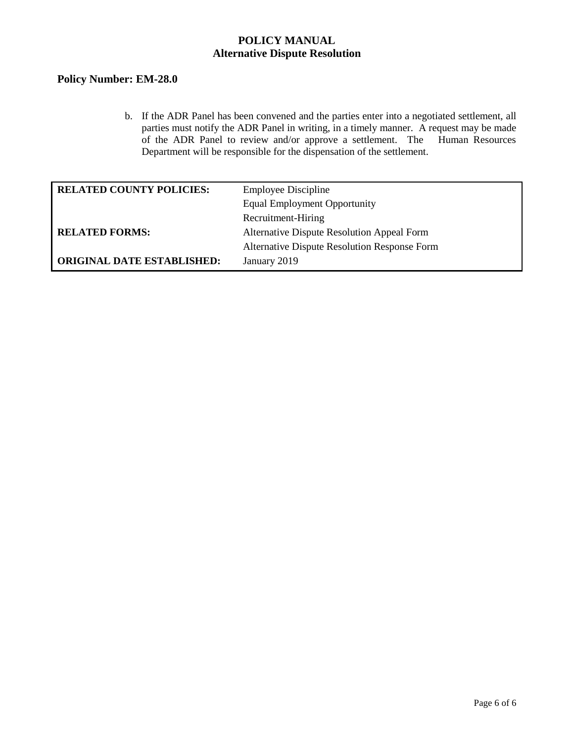b. If the ADR Panel has been convened and the parties enter into a negotiated settlement, all parties must notify the ADR Panel in writing, in a timely manner. A request may be made of the ADR Panel to review and/or approve a settlement. The Human Resources Department will be responsible for the dispensation of the settlement.

| | |
|---|---|
| **RELATED COUNTY POLICIES:** | Employee Discipline |
| | Equal Employment Opportunity |
| | Recruitment-Hiring |
| **RELATED FORMS:** | Alternative Dispute Resolution Appeal Form |
| | Alternative Dispute Resolution Response Form |
| **ORIGINAL DATE ESTABLISHED:** | January 2019 |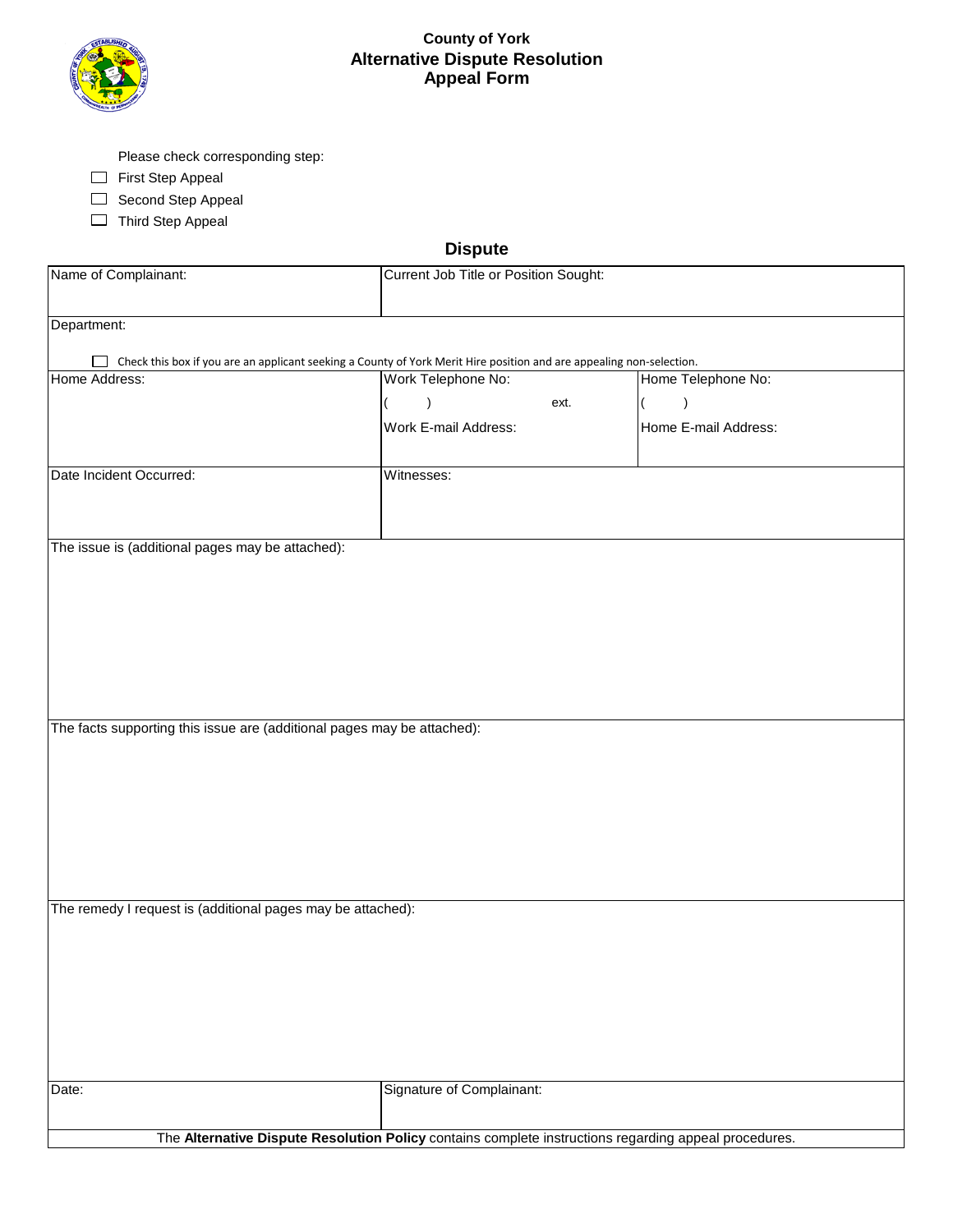# County of York
## Alternative Dispute Resolution
## Appeal Form

Please check corresponding step:

- ☐ First Step Appeal
- ☐ Second Step Appeal
- ☐ Third Step Appeal

### Dispute

| | | |
|---|---|---|
| Name of Complainant: | Current Job Title or Position Sought: | |
| Department:<br><br>☐ Check this box if you are an applicant seeking a County of York Merit Hire position and are appealing non-selection. | | |
| Home Address: | Work Telephone No:<br>(        )                    ext.<br>Work E-mail Address: | Home Telephone No:<br>(        )<br>Home E-mail Address: |
| Date Incident Occurred: | Witnesses: | |
| The issue is (additional pages may be attached): | | |
| The facts supporting this issue are (additional pages may be attached): | | |
| The remedy I request is (additional pages may be attached): | | |
| Date: | Signature of Complainant: | |

The **Alternative Dispute Resolution Policy** contains complete instructions regarding appeal procedures.